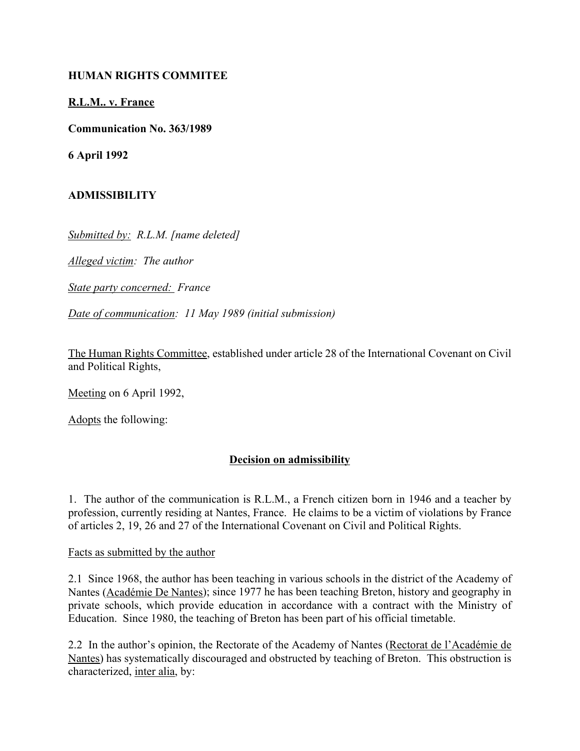**HUMAN RIGHTS COMMITEE**

**R.L.M.. v. France**

**Communication No. 363/1989**

**6 April 1992**

**ADMISSIBILITY**

*Submitted by: R.L.M. [name deleted]*

*Alleged victim: The author*

*State party concerned: France*

*Date of communication: 11 May 1989 (initial submission)*

The Human Rights Committee, established under article 28 of the International Covenant on Civil and Political Rights,

Meeting on 6 April 1992,

Adopts the following:

**Decision on admissibility**

1. The author of the communication is R.L.M., a French citizen born in 1946 and a teacher by profession, currently residing at Nantes, France. He claims to be a victim of violations by France of articles 2, 19, 26 and 27 of the International Covenant on Civil and Political Rights.

Facts as submitted by the author

2.1 Since 1968, the author has been teaching in various schools in the district of the Academy of Nantes (Académie De Nantes); since 1977 he has been teaching Breton, history and geography in private schools, which provide education in accordance with a contract with the Ministry of Education. Since 1980, the teaching of Breton has been part of his official timetable.

2.2 In the author's opinion, the Rectorate of the Academy of Nantes (Rectorat de l'Académie de Nantes) has systematically discouraged and obstructed by teaching of Breton. This obstruction is characterized, inter alia, by: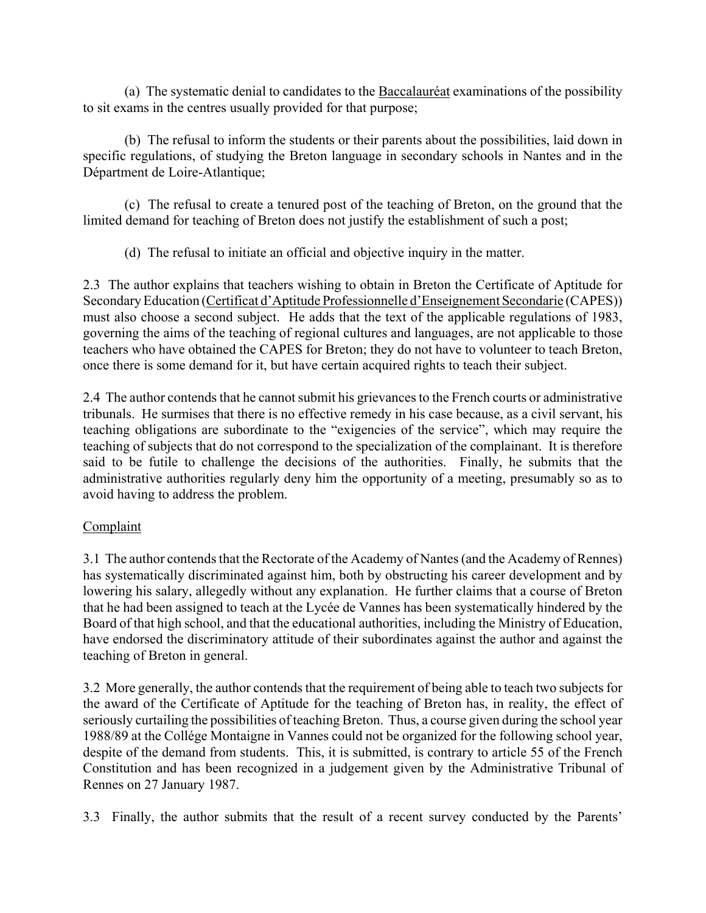(a) The systematic denial to candidates to the Baccalauréat examinations of the possibility to sit exams in the centres usually provided for that purpose;

(b) The refusal to inform the students or their parents about the possibilities, laid down in specific regulations, of studying the Breton language in secondary schools in Nantes and in the Départment de Loire-Atlantique;

(c) The refusal to create a tenured post of the teaching of Breton, on the ground that the limited demand for teaching of Breton does not justify the establishment of such a post;

(d) The refusal to initiate an official and objective inquiry in the matter.

2.3 The author explains that teachers wishing to obtain in Breton the Certificate of Aptitude for Secondary Education (Certificat d'Aptitude Professionnelle d'Enseignement Secondarie (CAPES)) must also choose a second subject. He adds that the text of the applicable regulations of 1983, governing the aims of the teaching of regional cultures and languages, are not applicable to those teachers who have obtained the CAPES for Breton; they do not have to volunteer to teach Breton, once there is some demand for it, but have certain acquired rights to teach their subject.

2.4 The author contends that he cannot submit his grievances to the French courts or administrative tribunals. He surmises that there is no effective remedy in his case because, as a civil servant, his teaching obligations are subordinate to the "exigencies of the service", which may require the teaching of subjects that do not correspond to the specialization of the complainant. It is therefore said to be futile to challenge the decisions of the authorities. Finally, he submits that the administrative authorities regularly deny him the opportunity of a meeting, presumably so as to avoid having to address the problem.

## Complaint

3.1 The author contends that the Rectorate of the Academy of Nantes (and the Academy of Rennes) has systematically discriminated against him, both by obstructing his career development and by lowering his salary, allegedly without any explanation. He further claims that a course of Breton that he had been assigned to teach at the Lycée de Vannes has been systematically hindered by the Board of that high school, and that the educational authorities, including the Ministry of Education, have endorsed the discriminatory attitude of their subordinates against the author and against the teaching of Breton in general.

3.2 More generally, the author contends that the requirement of being able to teach two subjects for the award of the Certificate of Aptitude for the teaching of Breton has, in reality, the effect of seriously curtailing the possibilities of teaching Breton. Thus, a course given during the school year 1988/89 at the Collége Montaigne in Vannes could not be organized for the following school year, despite of the demand from students. This, it is submitted, is contrary to article 55 of the French Constitution and has been recognized in a judgement given by the Administrative Tribunal of Rennes on 27 January 1987.

3.3 Finally, the author submits that the result of a recent survey conducted by the Parents'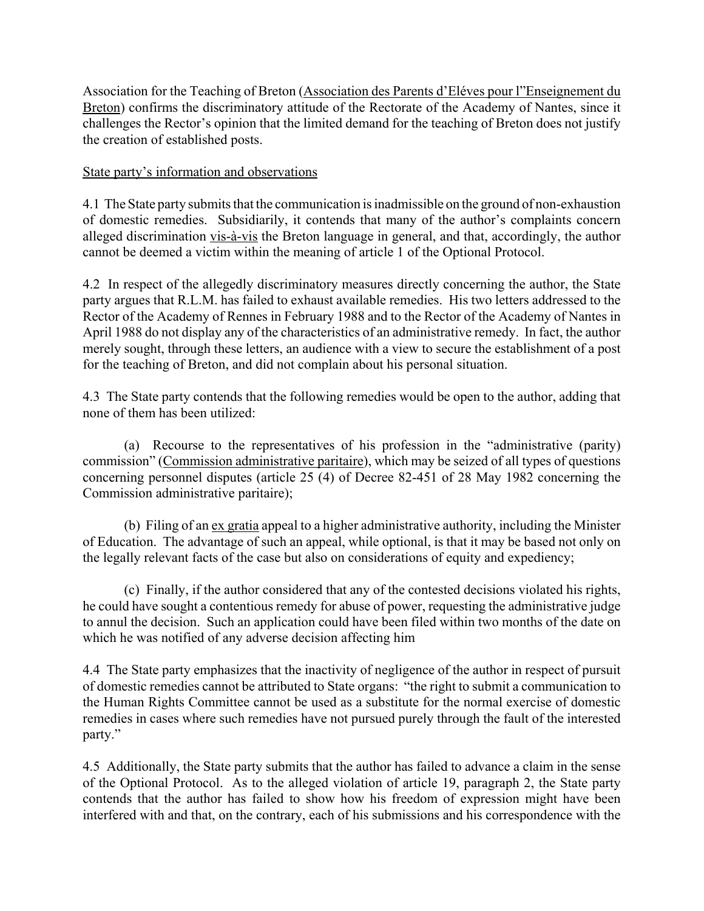Association for the Teaching of Breton (Association des Parents d'Eléves pour l"Enseignement du Breton) confirms the discriminatory attitude of the Rectorate of the Academy of Nantes, since it challenges the Rector's opinion that the limited demand for the teaching of Breton does not justify the creation of established posts.

State party's information and observations

4.1 The State party submits that the communication is inadmissible on the ground of non-exhaustion of domestic remedies. Subsidiarily, it contends that many of the author's complaints concern alleged discrimination vis-à-vis the Breton language in general, and that, accordingly, the author cannot be deemed a victim within the meaning of article 1 of the Optional Protocol.

4.2 In respect of the allegedly discriminatory measures directly concerning the author, the State party argues that R.L.M. has failed to exhaust available remedies. His two letters addressed to the Rector of the Academy of Rennes in February 1988 and to the Rector of the Academy of Nantes in April 1988 do not display any of the characteristics of an administrative remedy. In fact, the author merely sought, through these letters, an audience with a view to secure the establishment of a post for the teaching of Breton, and did not complain about his personal situation.

4.3 The State party contends that the following remedies would be open to the author, adding that none of them has been utilized:

(a) Recourse to the representatives of his profession in the "administrative (parity) commission" (Commission administrative paritaire), which may be seized of all types of questions concerning personnel disputes (article 25 (4) of Decree 82-451 of 28 May 1982 concerning the Commission administrative paritaire);

(b) Filing of an ex gratia appeal to a higher administrative authority, including the Minister of Education. The advantage of such an appeal, while optional, is that it may be based not only on the legally relevant facts of the case but also on considerations of equity and expediency;

(c) Finally, if the author considered that any of the contested decisions violated his rights, he could have sought a contentious remedy for abuse of power, requesting the administrative judge to annul the decision. Such an application could have been filed within two months of the date on which he was notified of any adverse decision affecting him

4.4 The State party emphasizes that the inactivity of negligence of the author in respect of pursuit of domestic remedies cannot be attributed to State organs: "the right to submit a communication to the Human Rights Committee cannot be used as a substitute for the normal exercise of domestic remedies in cases where such remedies have not pursued purely through the fault of the interested party."

4.5 Additionally, the State party submits that the author has failed to advance a claim in the sense of the Optional Protocol. As to the alleged violation of article 19, paragraph 2, the State party contends that the author has failed to show how his freedom of expression might have been interfered with and that, on the contrary, each of his submissions and his correspondence with the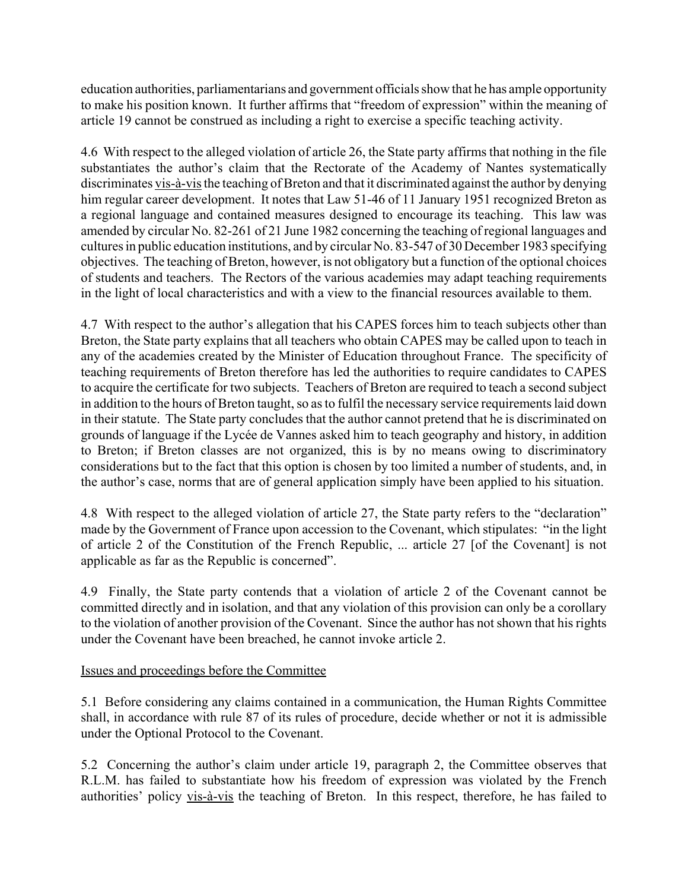education authorities, parliamentarians and government officials show that he has ample opportunity to make his position known. It further affirms that "freedom of expression" within the meaning of article 19 cannot be construed as including a right to exercise a specific teaching activity.

4.6 With respect to the alleged violation of article 26, the State party affirms that nothing in the file substantiates the author's claim that the Rectorate of the Academy of Nantes systematically discriminates vis-à-vis the teaching of Breton and that it discriminated against the author by denying him regular career development. It notes that Law 51-46 of 11 January 1951 recognized Breton as a regional language and contained measures designed to encourage its teaching. This law was amended by circular No. 82-261 of 21 June 1982 concerning the teaching of regional languages and cultures in public education institutions, and by circular No. 83-547 of 30 December 1983 specifying objectives. The teaching of Breton, however, is not obligatory but a function of the optional choices of students and teachers. The Rectors of the various academies may adapt teaching requirements in the light of local characteristics and with a view to the financial resources available to them.

4.7 With respect to the author's allegation that his CAPES forces him to teach subjects other than Breton, the State party explains that all teachers who obtain CAPES may be called upon to teach in any of the academies created by the Minister of Education throughout France. The specificity of teaching requirements of Breton therefore has led the authorities to require candidates to CAPES to acquire the certificate for two subjects. Teachers of Breton are required to teach a second subject in addition to the hours of Breton taught, so as to fulfil the necessary service requirements laid down in their statute. The State party concludes that the author cannot pretend that he is discriminated on grounds of language if the Lycée de Vannes asked him to teach geography and history, in addition to Breton; if Breton classes are not organized, this is by no means owing to discriminatory considerations but to the fact that this option is chosen by too limited a number of students, and, in the author's case, norms that are of general application simply have been applied to his situation.

4.8 With respect to the alleged violation of article 27, the State party refers to the "declaration" made by the Government of France upon accession to the Covenant, which stipulates: "in the light of article 2 of the Constitution of the French Republic, ... article 27 [of the Covenant] is not applicable as far as the Republic is concerned".

4.9 Finally, the State party contends that a violation of article 2 of the Covenant cannot be committed directly and in isolation, and that any violation of this provision can only be a corollary to the violation of another provision of the Covenant. Since the author has not shown that his rights under the Covenant have been breached, he cannot invoke article 2.

## Issues and proceedings before the Committee

5.1 Before considering any claims contained in a communication, the Human Rights Committee shall, in accordance with rule 87 of its rules of procedure, decide whether or not it is admissible under the Optional Protocol to the Covenant.

5.2 Concerning the author's claim under article 19, paragraph 2, the Committee observes that R.L.M. has failed to substantiate how his freedom of expression was violated by the French authorities' policy vis-à-vis the teaching of Breton. In this respect, therefore, he has failed to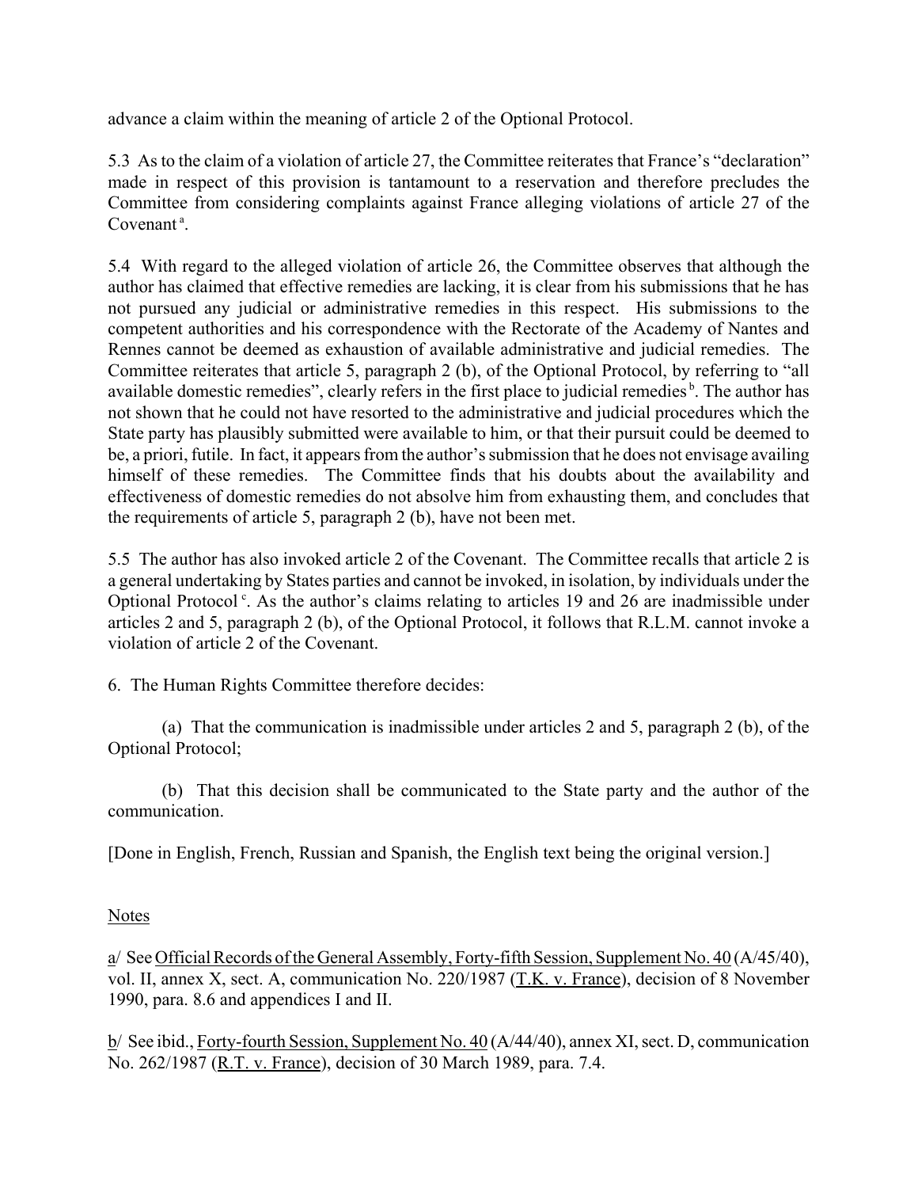advance a claim within the meaning of article 2 of the Optional Protocol.

5.3 As to the claim of a violation of article 27, the Committee reiterates that France's "declaration" made in respect of this provision is tantamount to a reservation and therefore precludes the Committee from considering complaints against France alleging violations of article 27 of the Covenant [a].

5.4 With regard to the alleged violation of article 26, the Committee observes that although the author has claimed that effective remedies are lacking, it is clear from his submissions that he has not pursued any judicial or administrative remedies in this respect. His submissions to the competent authorities and his correspondence with the Rectorate of the Academy of Nantes and Rennes cannot be deemed as exhaustion of available administrative and judicial remedies. The Committee reiterates that article 5, paragraph 2 (b), of the Optional Protocol, by referring to "all available domestic remedies", clearly refers in the first place to judicial remedies [b]. The author has not shown that he could not have resorted to the administrative and judicial procedures which the State party has plausibly submitted were available to him, or that their pursuit could be deemed to be, a priori, futile. In fact, it appears from the author's submission that he does not envisage availing himself of these remedies. The Committee finds that his doubts about the availability and effectiveness of domestic remedies do not absolve him from exhausting them, and concludes that the requirements of article 5, paragraph 2 (b), have not been met.

5.5 The author has also invoked article 2 of the Covenant. The Committee recalls that article 2 is a general undertaking by States parties and cannot be invoked, in isolation, by individuals under the Optional Protocol [c]. As the author's claims relating to articles 19 and 26 are inadmissible under articles 2 and 5, paragraph 2 (b), of the Optional Protocol, it follows that R.L.M. cannot invoke a violation of article 2 of the Covenant.

6. The Human Rights Committee therefore decides:

(a) That the communication is inadmissible under articles 2 and 5, paragraph 2 (b), of the Optional Protocol;

(b) That this decision shall be communicated to the State party and the author of the communication.

[Done in English, French, Russian and Spanish, the English text being the original version.]

Notes

a/ See Official Records of the General Assembly, Forty-fifth Session, Supplement No. 40 (A/45/40), vol. II, annex X, sect. A, communication No. 220/1987 (T.K. v. France), decision of 8 November 1990, para. 8.6 and appendices I and II.

b/ See ibid., Forty-fourth Session, Supplement No. 40 (A/44/40), annex XI, sect. D, communication No. 262/1987 (R.T. v. France), decision of 30 March 1989, para. 7.4.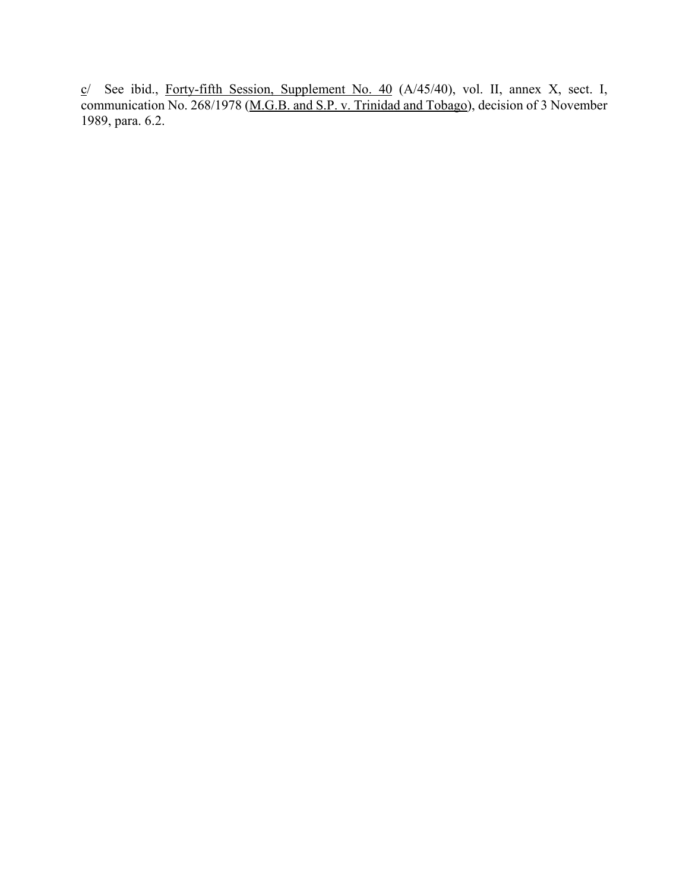c/ See ibid., Forty-fifth Session, Supplement No. 40 (A/45/40), vol. II, annex X, sect. I, communication No. 268/1978 (M.G.B. and S.P. v. Trinidad and Tobago), decision of 3 November 1989, para. 6.2.